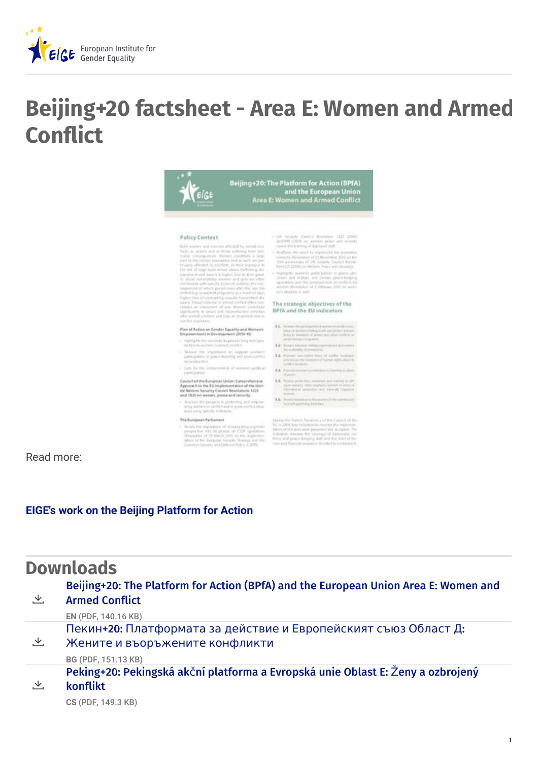# Beijing+20 factsheet - Area E: Women and Armed Conflict

Read more:

**EIGE's work on the Beijing Platform for Action**

## Downloads

**Beijing+20: The Platform for Action (BPfA) and the European Union Area E: Women and Armed Conflict**

**EN** (PDF, 140.16 KB)

Пекин**+20:** Платформата за действие и Европейският съюз Област Д: Жените и въоръжените конфликти

**BG** (PDF, 151.13 KB)

**Peking+20: Pekingská akční platforma a Evropská unie Oblast E: Ženy a ozbrojený konflikt**

**CS** (PDF, 149.3 KB)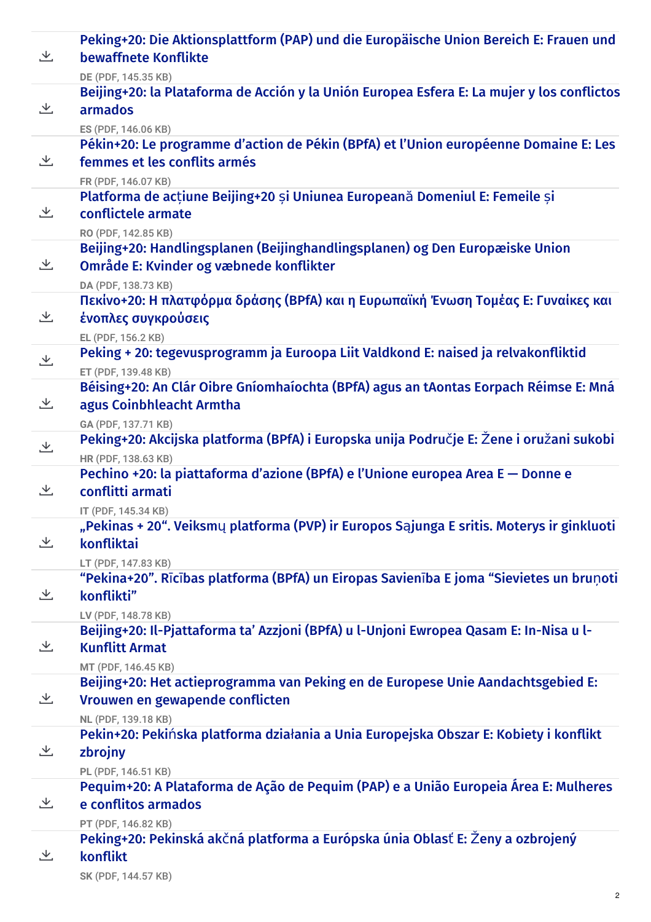- **Peking+20: Die Aktionsplattform (PAP) und die Europäische Union Bereich E: Frauen und bewaffnete Konflikte**
  **DE** (PDF, 145.35 KB)
- **Beijing+20: la Plataforma de Acción y la Unión Europea Esfera E: La mujer y los conflictos armados**
  **ES** (PDF, 146.06 KB)
- **Pékin+20: Le programme d'action de Pékin (BPfA) et l'Union européenne Domaine E: Les femmes et les conflits armés**
  **FR** (PDF, 146.07 KB)
- **Platforma de acțiune Beijing+20 și Uniunea Europeană Domeniul E: Femeile și conflictele armate**
  **RO** (PDF, 142.85 KB)
- **Beijing+20: Handlingsplanen (Beijinghandlingsplanen) og Den Europæiske Union Område E: Kvinder og væbnede konflikter**
  **DA** (PDF, 138.73 KB)
- **Πεκίνο+20: Η πλατφόρμα δράσης (BPfA) και η Ευρωπαϊκή Ένωση Τομέας E: Γυναίκες και ένοπλες συγκρούσεις**
  **EL** (PDF, 156.2 KB)
- **Peking + 20: tegevusprogramm ja Euroopa Liit Valdkond E: naised ja relvakonfliktid**
  **ET** (PDF, 139.48 KB)
- **Béising+20: An Clár Oibre Gníomhaíochta (BPfA) agus an tAontas Eorpach Réimse E: Mná agus Coinbhleacht Armtha**
  **GA** (PDF, 137.71 KB)
- **Peking+20: Akcijska platforma (BPfA) i Europska unija Područje E: Žene i oružani sukobi**
  **HR** (PDF, 138.63 KB)
- **Pechino +20: la piattaforma d'azione (BPfA) e l'Unione europea Area E — Donne e conflitti armati**
  **IT** (PDF, 145.34 KB)
- **„Pekinas + 20". Veiksmų platforma (PVP) ir Europos Sąjunga E sritis. Moterys ir ginkluoti konfliktai**
  **LT** (PDF, 147.83 KB)
- **"Pekina+20". Rīcības platforma (BPfA) un Eiropas Savienība E joma "Sievietes un bruņoti konflikti"**
  **LV** (PDF, 148.78 KB)
- **Beijing+20: Il-Pjattaforma ta' Azzjoni (BPfA) u l-Unjoni Ewropea Qasam E: In-Nisa u l-Kunflitt Armat**
  **MT** (PDF, 146.45 KB)
- **Beijing+20: Het actieprogramma van Peking en de Europese Unie Aandachtsgebied E: Vrouwen en gewapende conflicten**
  **NL** (PDF, 139.18 KB)
- **Pekin+20: Pekińska platforma działania a Unia Europejska Obszar E: Kobiety i konflikt zbrojny**
  **PL** (PDF, 146.51 KB)
- **Pequim+20: A Plataforma de Ação de Pequim (PAP) e a União Europeia Área E: Mulheres e conflitos armados**
  **PT** (PDF, 146.82 KB)
- **Peking+20: Pekinská akčná platforma a Európska únia Oblasť E: Ženy a ozbrojený konflikt**
  **SK** (PDF, 144.57 KB)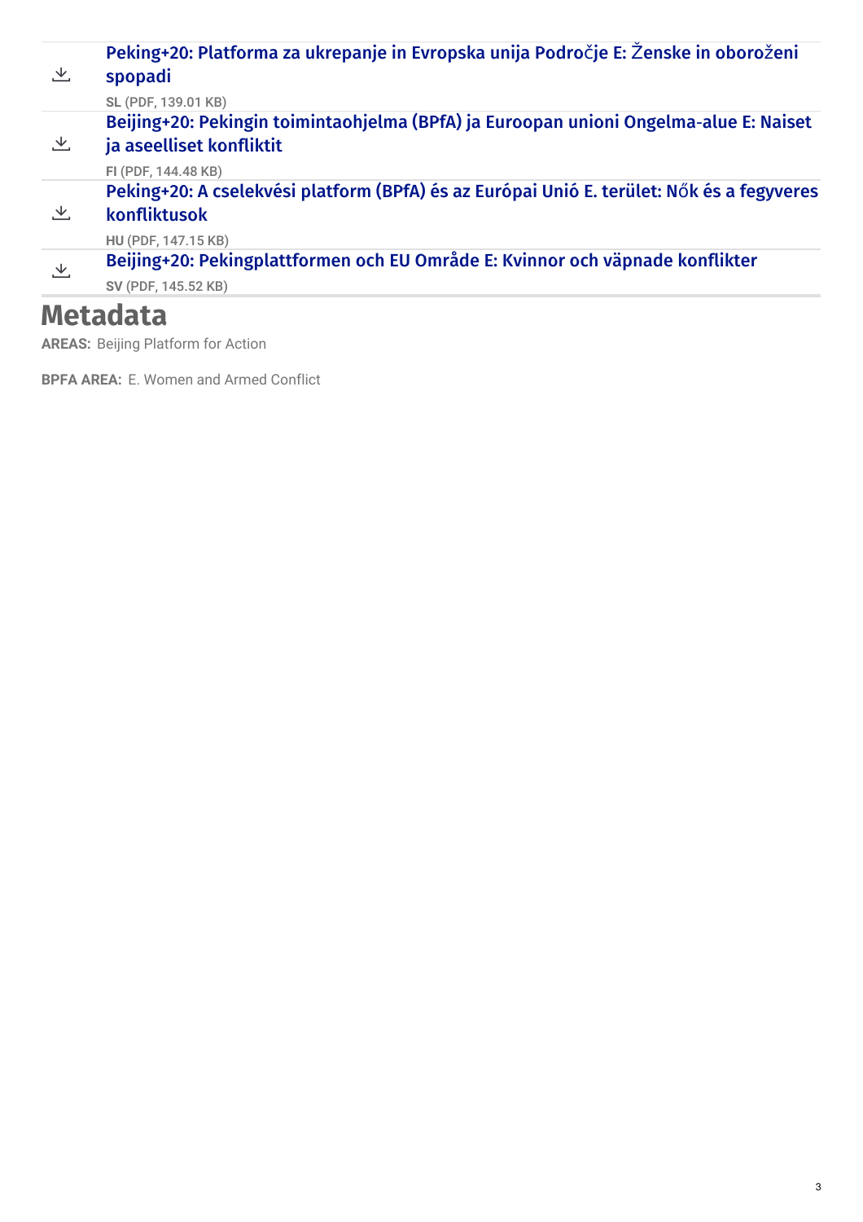- **Peking+20: Platforma za ukrepanje in Evropska unija Področje E: Ženske in oboroženi spopadi**
  SL (PDF, 139.01 KB)
- **Beijing+20: Pekingin toimintaohjelma (BPfA) ja Euroopan unioni Ongelma-alue E: Naiset ja aseelliset konfliktit**
  FI (PDF, 144.48 KB)
- **Peking+20: A cselekvési platform (BPfA) és az Európai Unió E. terület: Nők és a fegyveres konfliktusok**
  HU (PDF, 147.15 KB)
- **Beijing+20: Pekingplattformen och EU Område E: Kvinnor och väpnade konflikter**
  SV (PDF, 145.52 KB)

## Metadata

**AREAS:** Beijing Platform for Action

**BPFA AREA:** E. Women and Armed Conflict